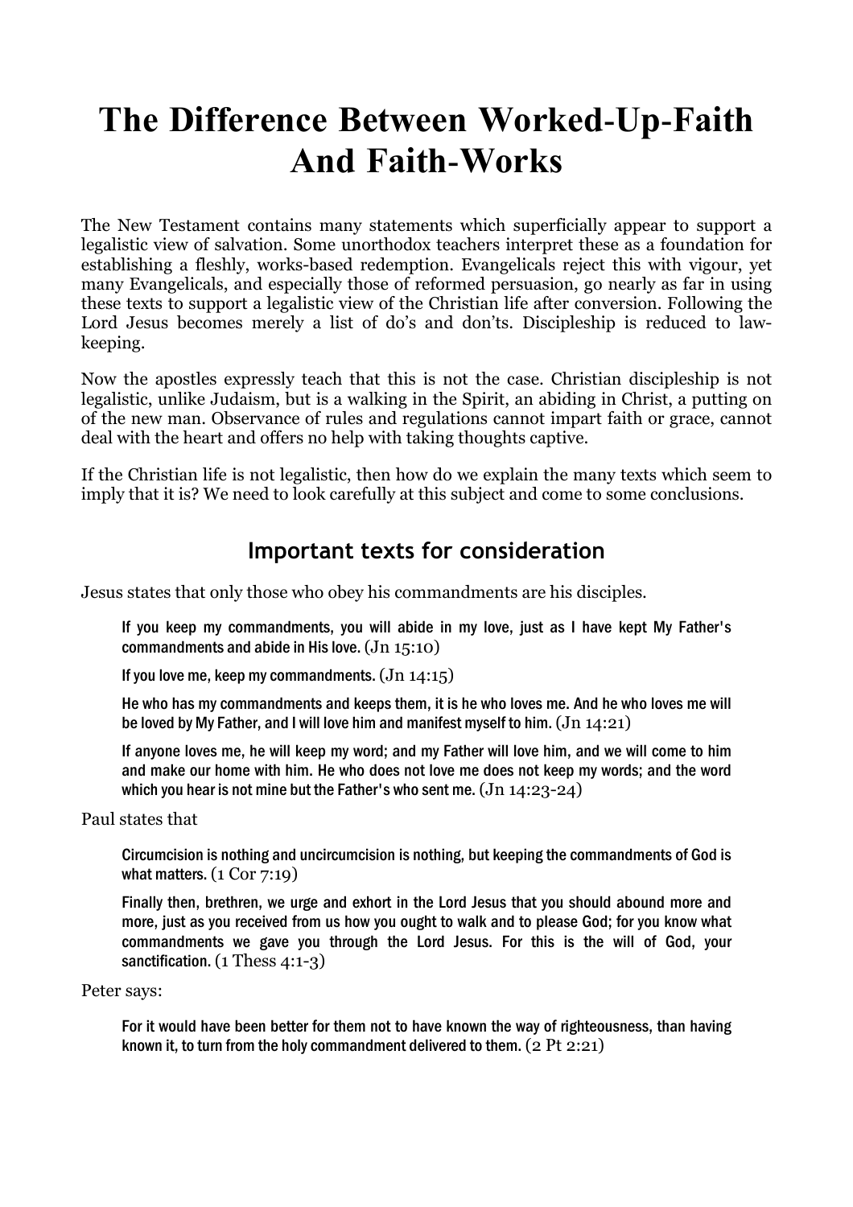# The Difference Between Worked-Up-Faith And Faith-Works

The New Testament contains many statements which superficially appear to support a legalistic view of salvation. Some unorthodox teachers interpret these as a foundation for establishing a fleshly, works-based redemption. Evangelicals reject this with vigour, yet many Evangelicals, and especially those of reformed persuasion, go nearly as far in using these texts to support a legalistic view of the Christian life after conversion. Following the Lord Jesus becomes merely a list of do's and don'ts. Discipleship is reduced to law-keeping.

Now the apostles expressly teach that this is not the case. Christian discipleship is not legalistic, unlike Judaism, but is a walking in the Spirit, an abiding in Christ, a putting on of the new man. Observance of rules and regulations cannot impart faith or grace, cannot deal with the heart and offers no help with taking thoughts captive.

If the Christian life is not legalistic, then how do we explain the many texts which seem to imply that it is? We need to look carefully at this subject and come to some conclusions.

## Important texts for consideration

Jesus states that only those who obey his commandments are his disciples.

> If you keep my commandments, you will abide in my love, just as I have kept My Father's commandments and abide in His love. (Jn 15:10)
>
> If you love me, keep my commandments. (Jn 14:15)
>
> He who has my commandments and keeps them, it is he who loves me. And he who loves me will be loved by My Father, and I will love him and manifest myself to him. (Jn 14:21)
>
> If anyone loves me, he will keep my word; and my Father will love him, and we will come to him and make our home with him. He who does not love me does not keep my words; and the word which you hear is not mine but the Father's who sent me. (Jn 14:23-24)

Paul states that

> Circumcision is nothing and uncircumcision is nothing, but keeping the commandments of God is what matters. (1 Cor 7:19)
>
> Finally then, brethren, we urge and exhort in the Lord Jesus that you should abound more and more, just as you received from us how you ought to walk and to please God; for you know what commandments we gave you through the Lord Jesus. For this is the will of God, your sanctification. (1 Thess 4:1-3)

Peter says:

> For it would have been better for them not to have known the way of righteousness, than having known it, to turn from the holy commandment delivered to them. (2 Pt 2:21)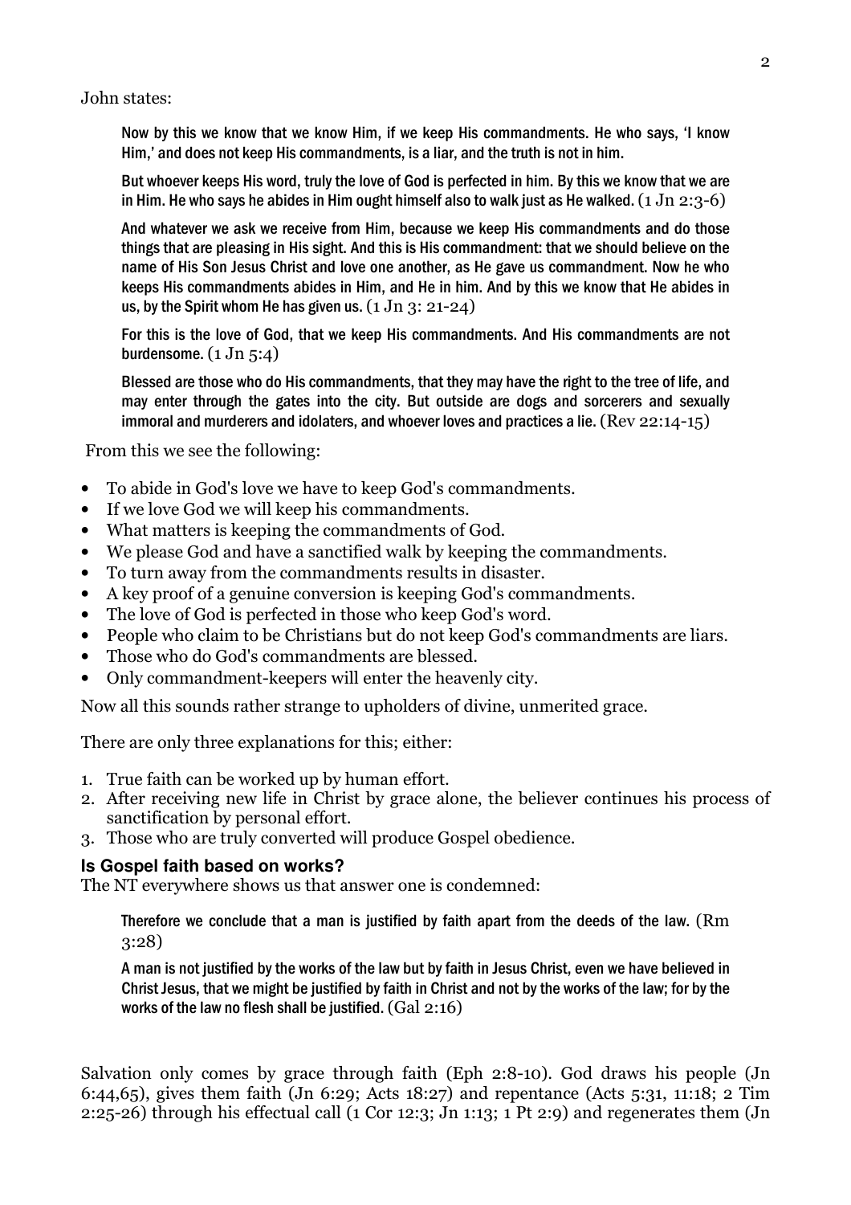John states:

> Now by this we know that we know Him, if we keep His commandments. He who says, 'I know Him,' and does not keep His commandments, is a liar, and the truth is not in him.
>
> But whoever keeps His word, truly the love of God is perfected in him. By this we know that we are in Him. He who says he abides in Him ought himself also to walk just as He walked. (1 Jn 2:3-6)
>
> And whatever we ask we receive from Him, because we keep His commandments and do those things that are pleasing in His sight. And this is His commandment: that we should believe on the name of His Son Jesus Christ and love one another, as He gave us commandment. Now he who keeps His commandments abides in Him, and He in him. And by this we know that He abides in us, by the Spirit whom He has given us. (1 Jn 3: 21-24)
>
> For this is the love of God, that we keep His commandments. And His commandments are not burdensome. (1 Jn 5:4)
>
> Blessed are those who do His commandments, that they may have the right to the tree of life, and may enter through the gates into the city. But outside are dogs and sorcerers and sexually immoral and murderers and idolaters, and whoever loves and practices a lie. (Rev 22:14-15)

From this we see the following:

- To abide in God's love we have to keep God's commandments.
- If we love God we will keep his commandments.
- What matters is keeping the commandments of God.
- We please God and have a sanctified walk by keeping the commandments.
- To turn away from the commandments results in disaster.
- A key proof of a genuine conversion is keeping God's commandments.
- The love of God is perfected in those who keep God's word.
- People who claim to be Christians but do not keep God's commandments are liars.
- Those who do God's commandments are blessed.
- Only commandment-keepers will enter the heavenly city.

Now all this sounds rather strange to upholders of divine, unmerited grace.

There are only three explanations for this; either:

1. True faith can be worked up by human effort.
2. After receiving new life in Christ by grace alone, the believer continues his process of sanctification by personal effort.
3. Those who are truly converted will produce Gospel obedience.

### Is Gospel faith based on works?

The NT everywhere shows us that answer one is condemned:

> Therefore we conclude that a man is justified by faith apart from the deeds of the law. (Rm 3:28)
>
> A man is not justified by the works of the law but by faith in Jesus Christ, even we have believed in Christ Jesus, that we might be justified by faith in Christ and not by the works of the law; for by the works of the law no flesh shall be justified. (Gal 2:16)

Salvation only comes by grace through faith (Eph 2:8-10). God draws his people (Jn 6:44,65), gives them faith (Jn 6:29; Acts 18:27) and repentance (Acts 5:31, 11:18; 2 Tim 2:25-26) through his effectual call (1 Cor 12:3; Jn 1:13; 1 Pt 2:9) and regenerates them (Jn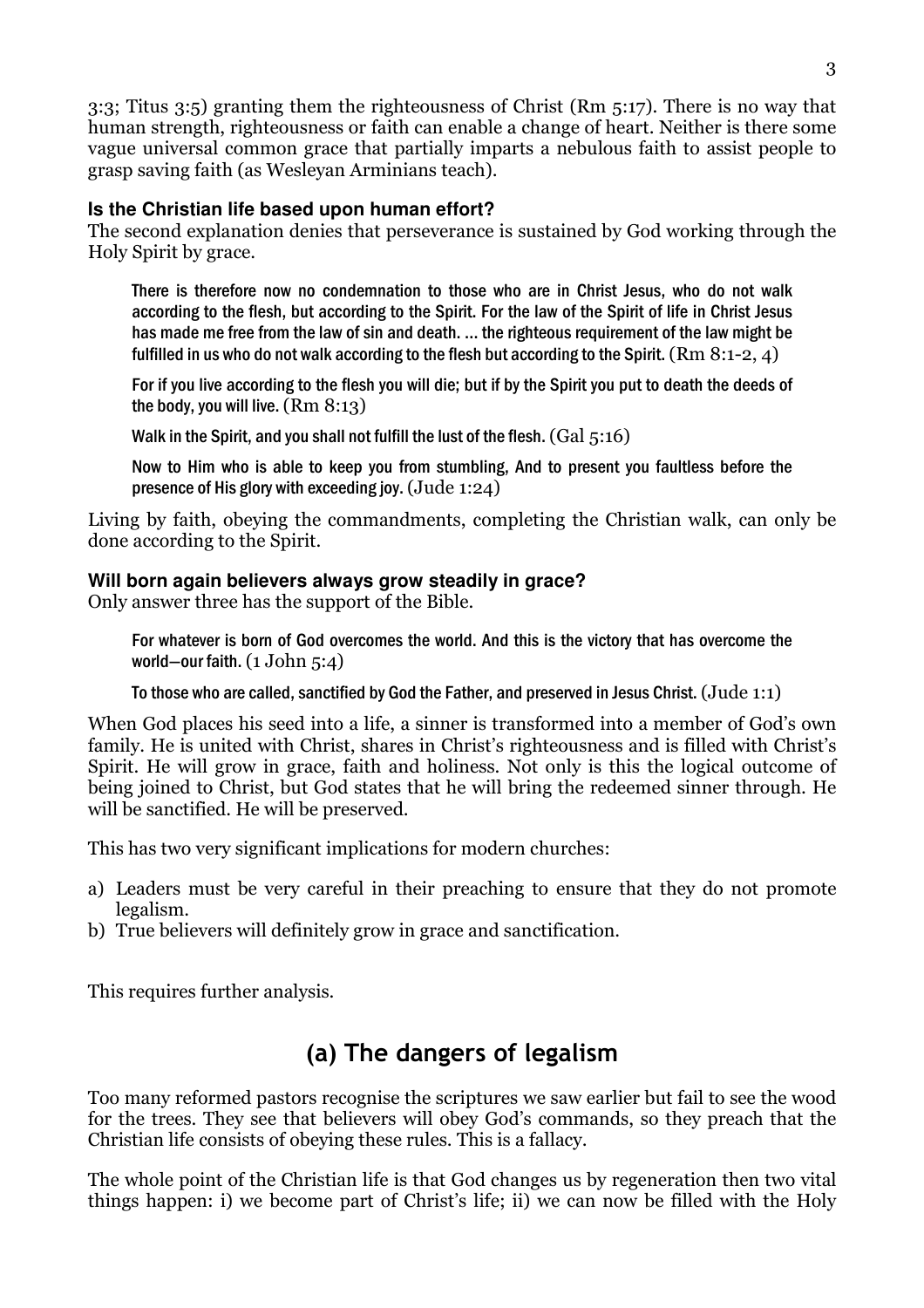3:3; Titus 3:5) granting them the righteousness of Christ (Rm 5:17). There is no way that human strength, righteousness or faith can enable a change of heart. Neither is there some vague universal common grace that partially imparts a nebulous faith to assist people to grasp saving faith (as Wesleyan Arminians teach).

**Is the Christian life based upon human effort?**

The second explanation denies that perseverance is sustained by God working through the Holy Spirit by grace.

> There is therefore now no condemnation to those who are in Christ Jesus, who do not walk according to the flesh, but according to the Spirit. For the law of the Spirit of life in Christ Jesus has made me free from the law of sin and death. … the righteous requirement of the law might be fulfilled in us who do not walk according to the flesh but according to the Spirit. (Rm 8:1-2, 4)
>
> For if you live according to the flesh you will die; but if by the Spirit you put to death the deeds of the body, you will live. (Rm 8:13)
>
> Walk in the Spirit, and you shall not fulfill the lust of the flesh. (Gal 5:16)
>
> Now to Him who is able to keep you from stumbling, And to present you faultless before the presence of His glory with exceeding joy. (Jude 1:24)

Living by faith, obeying the commandments, completing the Christian walk, can only be done according to the Spirit.

**Will born again believers always grow steadily in grace?**

Only answer three has the support of the Bible.

> For whatever is born of God overcomes the world. And this is the victory that has overcome the world—our faith. (1 John 5:4)
>
> To those who are called, sanctified by God the Father, and preserved in Jesus Christ. (Jude 1:1)

When God places his seed into a life, a sinner is transformed into a member of God's own family. He is united with Christ, shares in Christ's righteousness and is filled with Christ's Spirit. He will grow in grace, faith and holiness. Not only is this the logical outcome of being joined to Christ, but God states that he will bring the redeemed sinner through. He will be sanctified. He will be preserved.

This has two very significant implications for modern churches:

a) Leaders must be very careful in their preaching to ensure that they do not promote legalism.
b) True believers will definitely grow in grace and sanctification.

This requires further analysis.

## (a) The dangers of legalism

Too many reformed pastors recognise the scriptures we saw earlier but fail to see the wood for the trees. They see that believers will obey God's commands, so they preach that the Christian life consists of obeying these rules. This is a fallacy.

The whole point of the Christian life is that God changes us by regeneration then two vital things happen: i) we become part of Christ's life; ii) we can now be filled with the Holy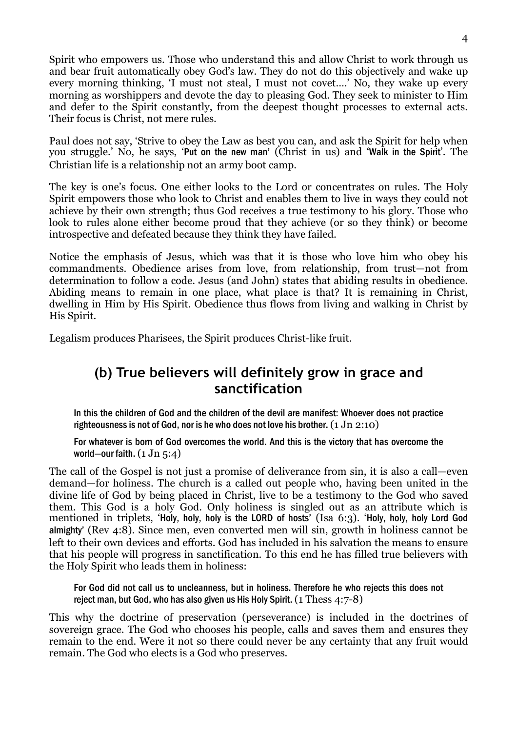Spirit who empowers us. Those who understand this and allow Christ to work through us and bear fruit automatically obey God's law. They do not do this objectively and wake up every morning thinking, 'I must not steal, I must not covet....' No, they wake up every morning as worshippers and devote the day to pleasing God. They seek to minister to Him and defer to the Spirit constantly, from the deepest thought processes to external acts. Their focus is Christ, not mere rules.

Paul does not say, 'Strive to obey the Law as best you can, and ask the Spirit for help when you struggle.' No, he says, 'Put on the new man' (Christ in us) and 'Walk in the Spirit'. The Christian life is a relationship not an army boot camp.

The key is one's focus. One either looks to the Lord or concentrates on rules. The Holy Spirit empowers those who look to Christ and enables them to live in ways they could not achieve by their own strength; thus God receives a true testimony to his glory. Those who look to rules alone either become proud that they achieve (or so they think) or become introspective and defeated because they think they have failed.

Notice the emphasis of Jesus, which was that it is those who love him who obey his commandments. Obedience arises from love, from relationship, from trust—not from determination to follow a code. Jesus (and John) states that abiding results in obedience. Abiding means to remain in one place, what place is that? It is remaining in Christ, dwelling in Him by His Spirit. Obedience thus flows from living and walking in Christ by His Spirit.

Legalism produces Pharisees, the Spirit produces Christ-like fruit.

## (b) True believers will definitely grow in grace and sanctification

> In this the children of God and the children of the devil are manifest: Whoever does not practice righteousness is not of God, nor is he who does not love his brother. (1 Jn 2:10)

> For whatever is born of God overcomes the world. And this is the victory that has overcome the world—our faith. (1 Jn 5:4)

The call of the Gospel is not just a promise of deliverance from sin, it is also a call—even demand—for holiness. The church is a called out people who, having been united in the divine life of God by being placed in Christ, live to be a testimony to the God who saved them. This God is a holy God. Only holiness is singled out as an attribute which is mentioned in triplets, 'Holy, holy, holy is the LORD of hosts' (Isa 6:3). 'Holy, holy, holy Lord God almighty' (Rev 4:8). Since men, even converted men will sin, growth in holiness cannot be left to their own devices and efforts. God has included in his salvation the means to ensure that his people will progress in sanctification. To this end he has filled true believers with the Holy Spirit who leads them in holiness:

> For God did not call us to uncleanness, but in holiness. Therefore he who rejects this does not reject man, but God, who has also given us His Holy Spirit. (1 Thess 4:7-8)

This why the doctrine of preservation (perseverance) is included in the doctrines of sovereign grace. The God who chooses his people, calls and saves them and ensures they remain to the end. Were it not so there could never be any certainty that any fruit would remain. The God who elects is a God who preserves.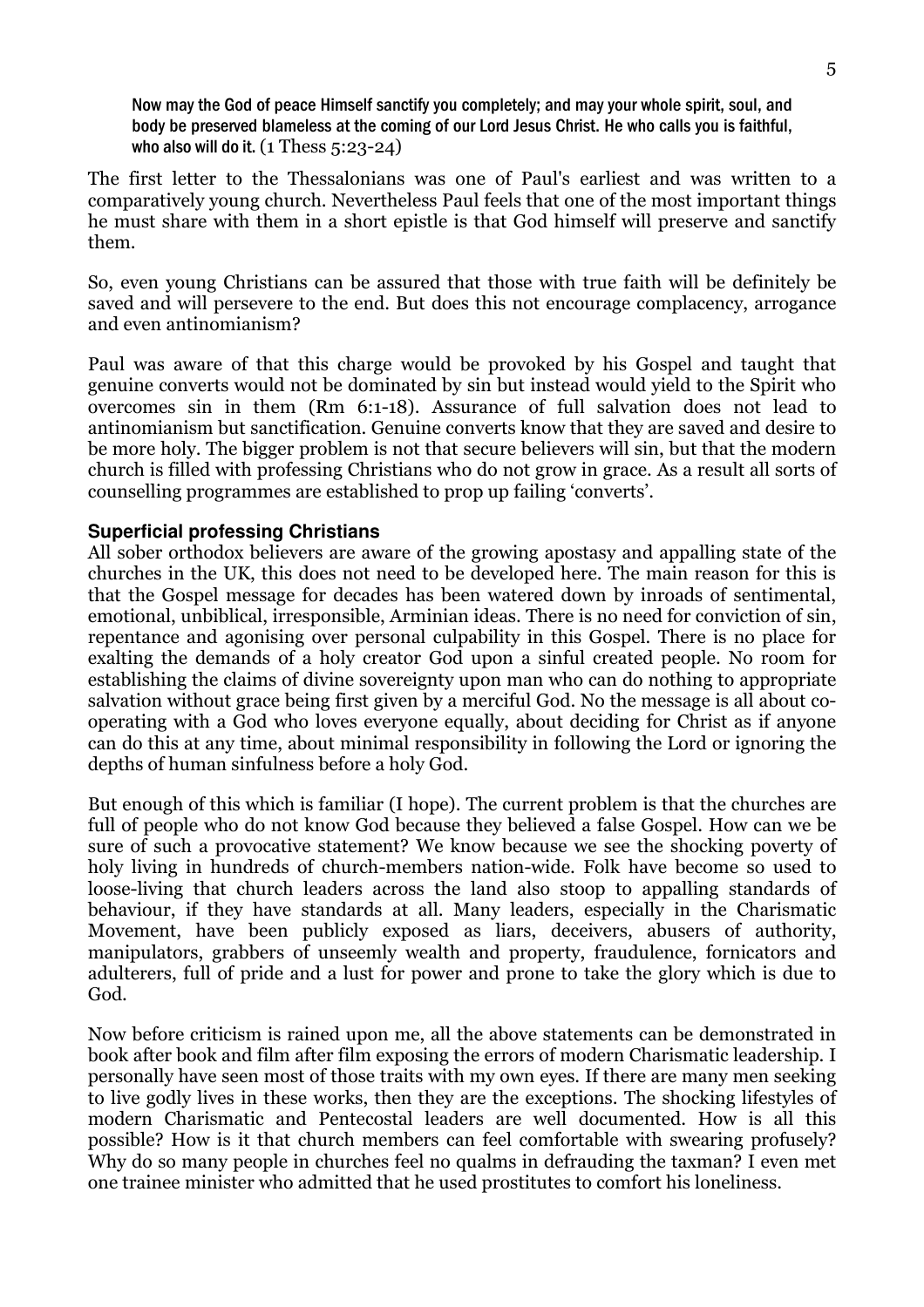> Now may the God of peace Himself sanctify you completely; and may your whole spirit, soul, and body be preserved blameless at the coming of our Lord Jesus Christ. He who calls you is faithful, who also will do it. (1 Thess 5:23-24)

The first letter to the Thessalonians was one of Paul's earliest and was written to a comparatively young church. Nevertheless Paul feels that one of the most important things he must share with them in a short epistle is that God himself will preserve and sanctify them.

So, even young Christians can be assured that those with true faith will be definitely be saved and will persevere to the end. But does this not encourage complacency, arrogance and even antinomianism?

Paul was aware of that this charge would be provoked by his Gospel and taught that genuine converts would not be dominated by sin but instead would yield to the Spirit who overcomes sin in them (Rm 6:1-18). Assurance of full salvation does not lead to antinomianism but sanctification. Genuine converts know that they are saved and desire to be more holy. The bigger problem is not that secure believers will sin, but that the modern church is filled with professing Christians who do not grow in grace. As a result all sorts of counselling programmes are established to prop up failing 'converts'.

### Superficial professing Christians

All sober orthodox believers are aware of the growing apostasy and appalling state of the churches in the UK, this does not need to be developed here. The main reason for this is that the Gospel message for decades has been watered down by inroads of sentimental, emotional, unbiblical, irresponsible, Arminian ideas. There is no need for conviction of sin, repentance and agonising over personal culpability in this Gospel. There is no place for exalting the demands of a holy creator God upon a sinful created people. No room for establishing the claims of divine sovereignty upon man who can do nothing to appropriate salvation without grace being first given by a merciful God. No the message is all about co-operating with a God who loves everyone equally, about deciding for Christ as if anyone can do this at any time, about minimal responsibility in following the Lord or ignoring the depths of human sinfulness before a holy God.

But enough of this which is familiar (I hope). The current problem is that the churches are full of people who do not know God because they believed a false Gospel. How can we be sure of such a provocative statement? We know because we see the shocking poverty of holy living in hundreds of church-members nation-wide. Folk have become so used to loose-living that church leaders across the land also stoop to appalling standards of behaviour, if they have standards at all. Many leaders, especially in the Charismatic Movement, have been publicly exposed as liars, deceivers, abusers of authority, manipulators, grabbers of unseemly wealth and property, fraudulence, fornicators and adulterers, full of pride and a lust for power and prone to take the glory which is due to God.

Now before criticism is rained upon me, all the above statements can be demonstrated in book after book and film after film exposing the errors of modern Charismatic leadership. I personally have seen most of those traits with my own eyes. If there are many men seeking to live godly lives in these works, then they are the exceptions. The shocking lifestyles of modern Charismatic and Pentecostal leaders are well documented. How is all this possible? How is it that church members can feel comfortable with swearing profusely? Why do so many people in churches feel no qualms in defrauding the taxman? I even met one trainee minister who admitted that he used prostitutes to comfort his loneliness.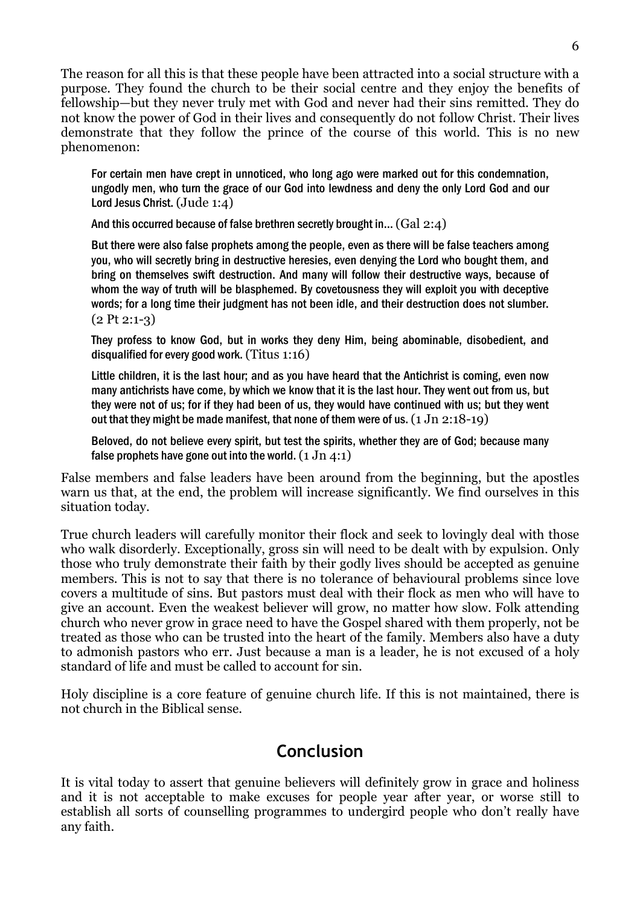The reason for all this is that these people have been attracted into a social structure with a purpose. They found the church to be their social centre and they enjoy the benefits of fellowship—but they never truly met with God and never had their sins remitted. They do not know the power of God in their lives and consequently do not follow Christ. Their lives demonstrate that they follow the prince of the course of this world. This is no new phenomenon:

> For certain men have crept in unnoticed, who long ago were marked out for this condemnation, ungodly men, who turn the grace of our God into lewdness and deny the only Lord God and our Lord Jesus Christ. (Jude 1:4)
>
> And this occurred because of false brethren secretly brought in… (Gal 2:4)
>
> But there were also false prophets among the people, even as there will be false teachers among you, who will secretly bring in destructive heresies, even denying the Lord who bought them, and bring on themselves swift destruction. And many will follow their destructive ways, because of whom the way of truth will be blasphemed. By covetousness they will exploit you with deceptive words; for a long time their judgment has not been idle, and their destruction does not slumber. (2 Pt 2:1-3)
>
> They profess to know God, but in works they deny Him, being abominable, disobedient, and disqualified for every good work. (Titus 1:16)
>
> Little children, it is the last hour; and as you have heard that the Antichrist is coming, even now many antichrists have come, by which we know that it is the last hour. They went out from us, but they were not of us; for if they had been of us, they would have continued with us; but they went out that they might be made manifest, that none of them were of us. (1 Jn 2:18-19)
>
> Beloved, do not believe every spirit, but test the spirits, whether they are of God; because many false prophets have gone out into the world. (1 Jn 4:1)

False members and false leaders have been around from the beginning, but the apostles warn us that, at the end, the problem will increase significantly. We find ourselves in this situation today.

True church leaders will carefully monitor their flock and seek to lovingly deal with those who walk disorderly. Exceptionally, gross sin will need to be dealt with by expulsion. Only those who truly demonstrate their faith by their godly lives should be accepted as genuine members. This is not to say that there is no tolerance of behavioural problems since love covers a multitude of sins. But pastors must deal with their flock as men who will have to give an account. Even the weakest believer will grow, no matter how slow. Folk attending church who never grow in grace need to have the Gospel shared with them properly, not be treated as those who can be trusted into the heart of the family. Members also have a duty to admonish pastors who err. Just because a man is a leader, he is not excused of a holy standard of life and must be called to account for sin.

Holy discipline is a core feature of genuine church life. If this is not maintained, there is not church in the Biblical sense.

## Conclusion

It is vital today to assert that genuine believers will definitely grow in grace and holiness and it is not acceptable to make excuses for people year after year, or worse still to establish all sorts of counselling programmes to undergird people who don't really have any faith.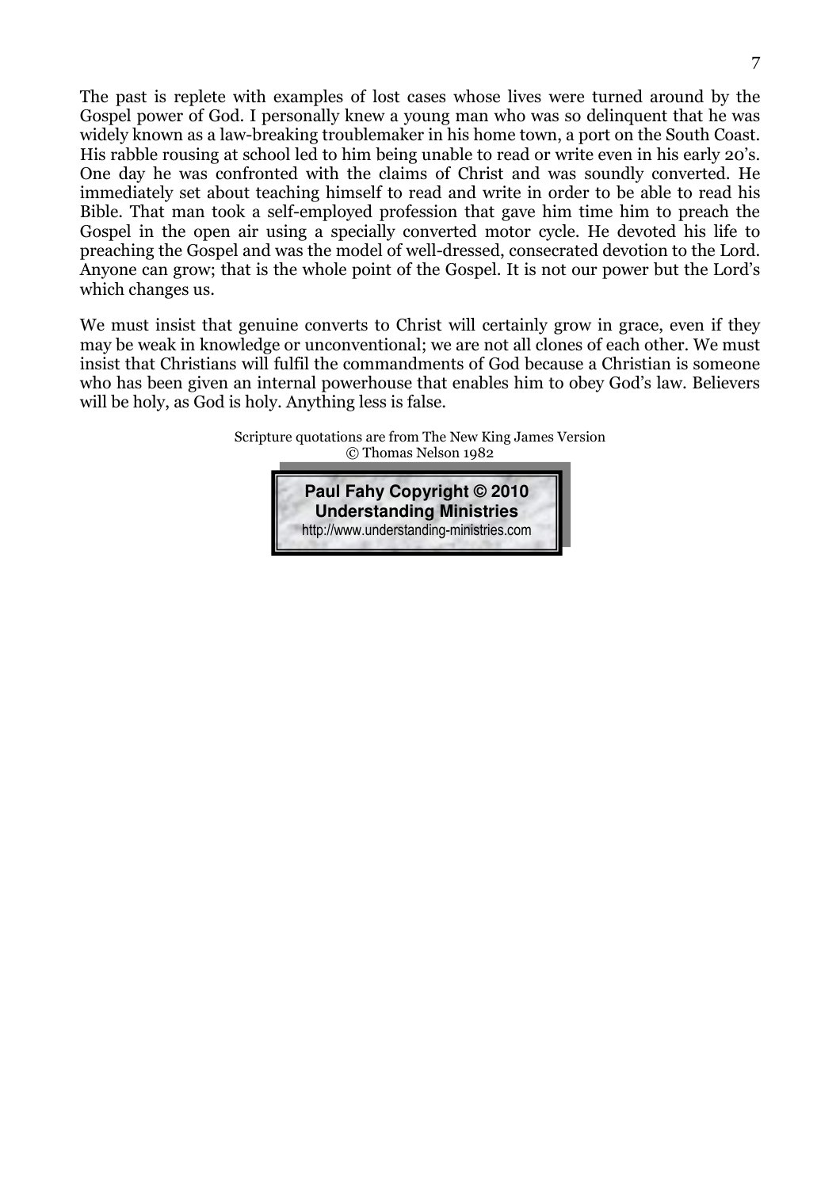The past is replete with examples of lost cases whose lives were turned around by the Gospel power of God. I personally knew a young man who was so delinquent that he was widely known as a law-breaking troublemaker in his home town, a port on the South Coast. His rabble rousing at school led to him being unable to read or write even in his early 20's. One day he was confronted with the claims of Christ and was soundly converted. He immediately set about teaching himself to read and write in order to be able to read his Bible. That man took a self-employed profession that gave him time him to preach the Gospel in the open air using a specially converted motor cycle. He devoted his life to preaching the Gospel and was the model of well-dressed, consecrated devotion to the Lord. Anyone can grow; that is the whole point of the Gospel. It is not our power but the Lord's which changes us.

We must insist that genuine converts to Christ will certainly grow in grace, even if they may be weak in knowledge or unconventional; we are not all clones of each other. We must insist that Christians will fulfil the commandments of God because a Christian is someone who has been given an internal powerhouse that enables him to obey God's law. Believers will be holy, as God is holy. Anything less is false.

Scripture quotations are from The New King James Version
© Thomas Nelson 1982

**Paul Fahy Copyright © 2010**
**Understanding Ministries**
http://www.understanding-ministries.com